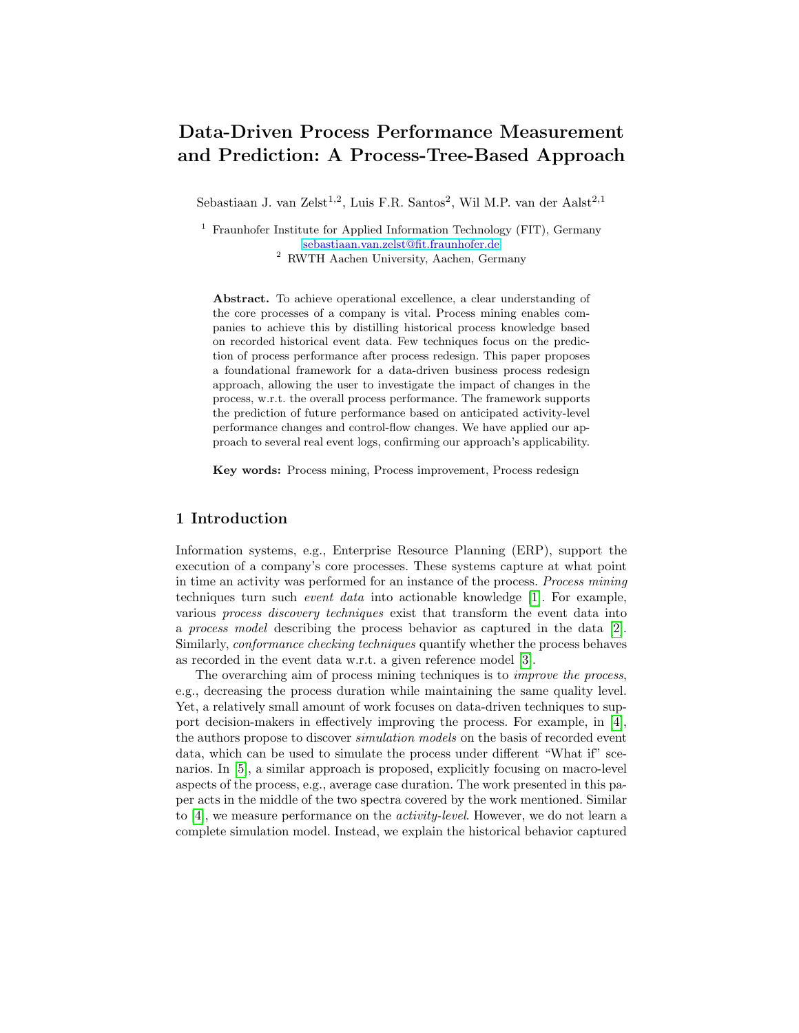# Data-Driven Process Performance Measurement and Prediction: A Process-Tree-Based Approach

Sebastiaan J. van Zelst[1,2], Luis F.R. Santos[2], Wil M.P. van der Aalst[2,1]

[1] Fraunhofer Institute for Applied Information Technology (FIT), Germany
sebastiaan.van.zelst@fit.fraunhofer.de
[2] RWTH Aachen University, Aachen, Germany

**Abstract.** To achieve operational excellence, a clear understanding of the core processes of a company is vital. Process mining enables companies to achieve this by distilling historical process knowledge based on recorded historical event data. Few techniques focus on the prediction of process performance after process redesign. This paper proposes a foundational framework for a data-driven business process redesign approach, allowing the user to investigate the impact of changes in the process, w.r.t. the overall process performance. The framework supports the prediction of future performance based on anticipated activity-level performance changes and control-flow changes. We have applied our approach to several real event logs, confirming our approach's applicability.

**Key words:** Process mining, Process improvement, Process redesign

## 1 Introduction

Information systems, e.g., Enterprise Resource Planning (ERP), support the execution of a company's core processes. These systems capture at what point in time an activity was performed for an instance of the process. *Process mining* techniques turn such *event data* into actionable knowledge [1]. For example, various *process discovery techniques* exist that transform the event data into a *process model* describing the process behavior as captured in the data [2]. Similarly, *conformance checking techniques* quantify whether the process behaves as recorded in the event data w.r.t. a given reference model [3].

The overarching aim of process mining techniques is to *improve the process*, e.g., decreasing the process duration while maintaining the same quality level. Yet, a relatively small amount of work focuses on data-driven techniques to support decision-makers in effectively improving the process. For example, in [4], the authors propose to discover *simulation models* on the basis of recorded event data, which can be used to simulate the process under different "What if" scenarios. In [5], a similar approach is proposed, explicitly focusing on macro-level aspects of the process, e.g., average case duration. The work presented in this paper acts in the middle of the two spectra covered by the work mentioned. Similar to [4], we measure performance on the *activity-level*. However, we do not learn a complete simulation model. Instead, we explain the historical behavior captured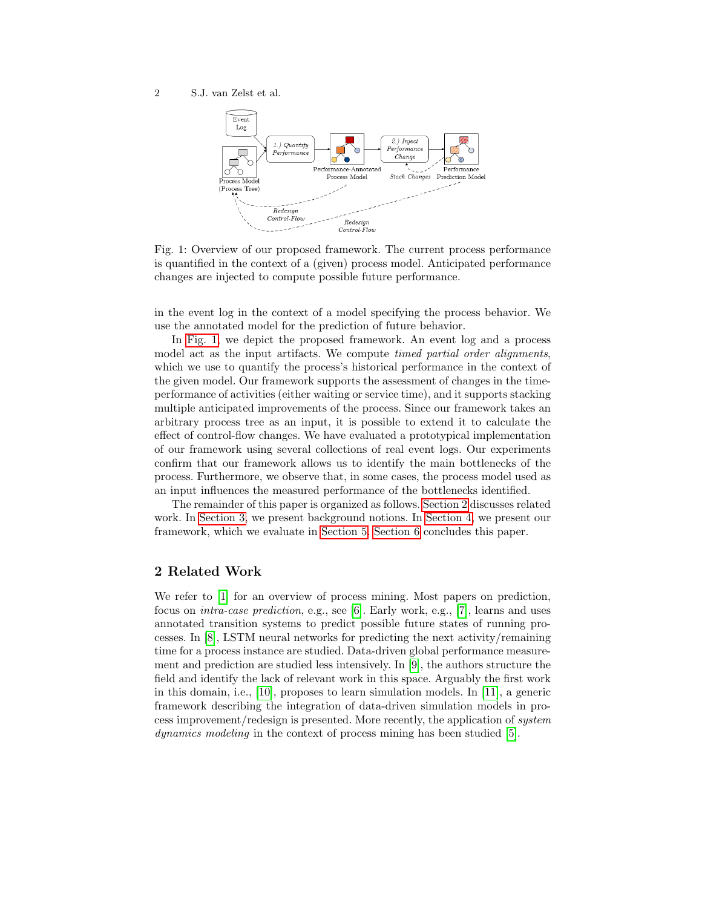Event Log

1.) Quantify Performance

Performance-Annotated Process Model

2.) Inject Performance Change

Performance Prediction Model

Process Model (Process Tree)

Stack Changes

Redesign Control-Flow

Redesign Control-Flow

Fig. 1: Overview of our proposed framework. The current process performance is quantified in the context of a (given) process model. Anticipated performance changes are injected to compute possible future performance.

in the event log in the context of a model specifying the process behavior. We use the annotated model for the prediction of future behavior.

In Fig. 1, we depict the proposed framework. An event log and a process model act as the input artifacts. We compute *timed partial order alignments*, which we use to quantify the process's historical performance in the context of the given model. Our framework supports the assessment of changes in the time-performance of activities (either waiting or service time), and it supports stacking multiple anticipated improvements of the process. Since our framework takes an arbitrary process tree as an input, it is possible to extend it to calculate the effect of control-flow changes. We have evaluated a prototypical implementation of our framework using several collections of real event logs. Our experiments confirm that our framework allows us to identify the main bottlenecks of the process. Furthermore, we observe that, in some cases, the process model used as an input influences the measured performance of the bottlenecks identified.

The remainder of this paper is organized as follows. Section 2 discusses related work. In Section 3, we present background notions. In Section 4, we present our framework, which we evaluate in Section 5. Section 6 concludes this paper.

## 2 Related Work

We refer to [1] for an overview of process mining. Most papers on prediction, focus on *intra-case prediction*, e.g., see [6]. Early work, e.g., [7], learns and uses annotated transition systems to predict possible future states of running processes. In [8], LSTM neural networks for predicting the next activity/remaining time for a process instance are studied. Data-driven global performance measurement and prediction are studied less intensively. In [9], the authors structure the field and identify the lack of relevant work in this space. Arguably the first work in this domain, i.e., [10], proposes to learn simulation models. In [11], a generic framework describing the integration of data-driven simulation models in process improvement/redesign is presented. More recently, the application of *system dynamics modeling* in the context of process mining has been studied [5].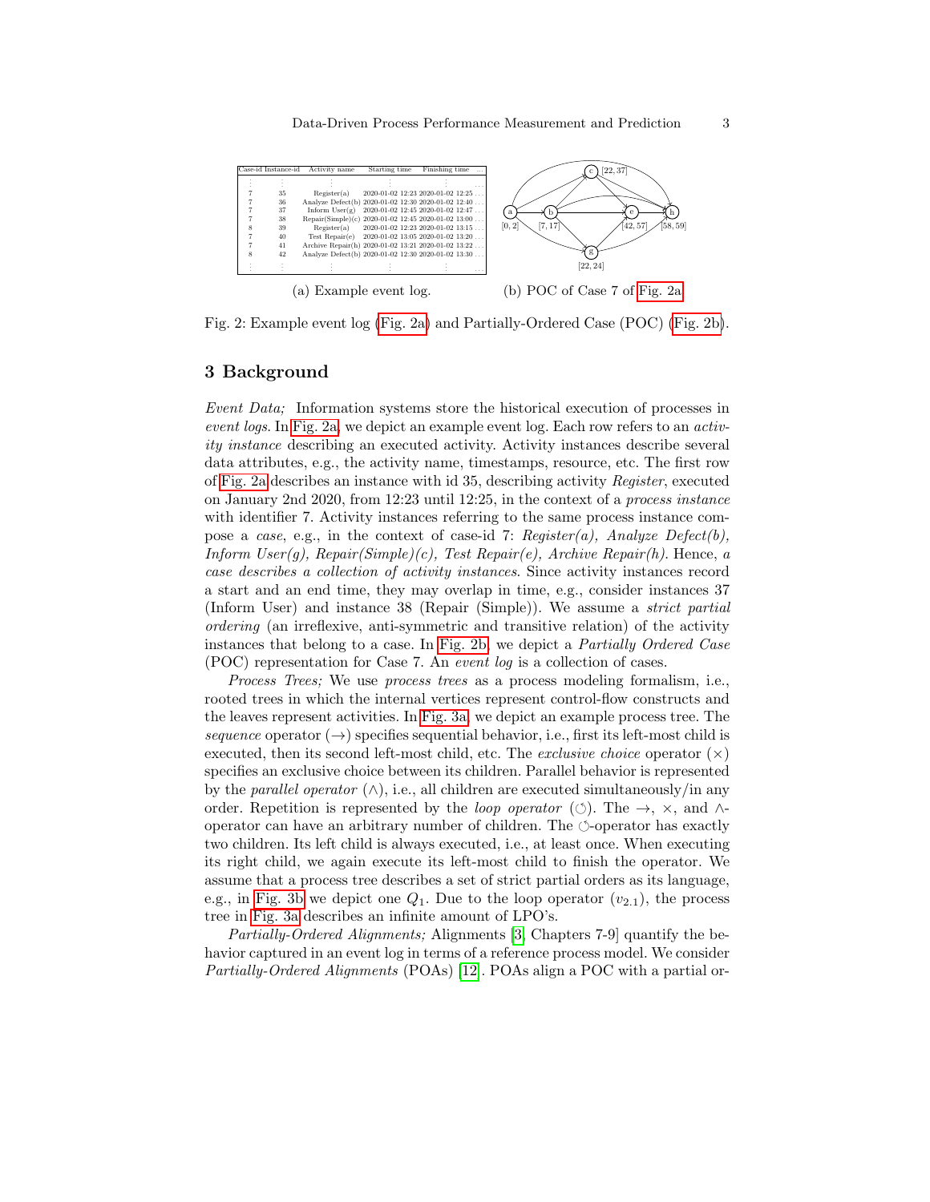| Case-id | Instance-id | Activity name | Starting time | Finishing time | ... |
|---|---|---|---|---|---|
| ⋮ | ⋮ | ⋮ | ⋮ | ⋮ | ... |
| 7 | 35 | Register(a) | 2020-01-02 12:23 | 2020-01-02 12:25 | ... |
| 7 | 36 | Analyze Defect(b) | 2020-01-02 12:30 | 2020-01-02 12:40 | ... |
| 7 | 37 | Inform User(g) | 2020-01-02 12:45 | 2020-01-02 12:47 | ... |
| 7 | 38 | Repair(Simple)(c) | 2020-01-02 12:45 | 2020-01-02 13:00 | ... |
| 8 | 39 | Register(a) | 2020-01-02 12:23 | 2020-01-02 13:15 | ... |
| 7 | 40 | Test Repair(e) | 2020-01-02 13:05 | 2020-01-02 13:20 | ... |
| 7 | 41 | Archive Repair(h) | 2020-01-02 13:21 | 2020-01-02 13:22 | ... |
| 8 | 42 | Analyze Defect(b) | 2020-01-02 12:30 | 2020-01-02 13:30 | ... |
| ⋮ | ⋮ | ⋮ | ⋮ | ⋮ | ... |

(a) Example event log.

c [22, 37]
a [0, 2]
b [7, 17]
e [42, 57]
h [58, 59]
g [22, 24]

(b) POC of Case 7 of Fig. 2a.

Fig. 2: Example event log (Fig. 2a) and Partially-Ordered Case (POC) (Fig. 2b).

## 3 Background

*Event Data;* Information systems store the historical execution of processes in *event logs*. In Fig. 2a, we depict an example event log. Each row refers to an *activity instance* describing an executed activity. Activity instances describe several data attributes, e.g., the activity name, timestamps, resource, etc. The first row of Fig. 2a describes an instance with id 35, describing activity *Register*, executed on January 2nd 2020, from 12:23 until 12:25, in the context of a *process instance* with identifier 7. Activity instances referring to the same process instance compose a *case*, e.g., in the context of case-id 7: *Register(a), Analyze Defect(b), Inform User(g), Repair(Simple)(c), Test Repair(e), Archive Repair(h)*. Hence, *a case describes a collection of activity instances*. Since activity instances record a start and an end time, they may overlap in time, e.g., consider instances 37 (Inform User) and instance 38 (Repair (Simple)). We assume a *strict partial ordering* (an irreflexive, anti-symmetric and transitive relation) of the activity instances that belong to a case. In Fig. 2b, we depict a *Partially Ordered Case* (POC) representation for Case 7. An *event log* is a collection of cases.

*Process Trees;* We use *process trees* as a process modeling formalism, i.e., rooted trees in which the internal vertices represent control-flow constructs and the leaves represent activities. In Fig. 3a, we depict an example process tree. The *sequence* operator ($\rightarrow$) specifies sequential behavior, i.e., first its left-most child is executed, then its second left-most child, etc. The *exclusive choice* operator ($\times$) specifies an exclusive choice between its children. Parallel behavior is represented by the *parallel operator* ($\wedge$), i.e., all children are executed simultaneously/in any order. Repetition is represented by the *loop operator* ($\circlearrowleft$). The $\rightarrow$, $\times$, and $\wedge$-operator can have an arbitrary number of children. The $\circlearrowleft$-operator has exactly two children. Its left child is always executed, i.e., at least once. When executing its right child, we again execute its left-most child to finish the operator. We assume that a process tree describes a set of strict partial orders as its language, e.g., in Fig. 3b we depict one $Q_1$. Due to the loop operator ($v_{2.1}$), the process tree in Fig. 3a describes an infinite amount of LPO's.

*Partially-Ordered Alignments;* Alignments [3, Chapters 7-9] quantify the behavior captured in an event log in terms of a reference process model. We consider *Partially-Ordered Alignments* (POAs) [12]. POAs align a POC with a partial or-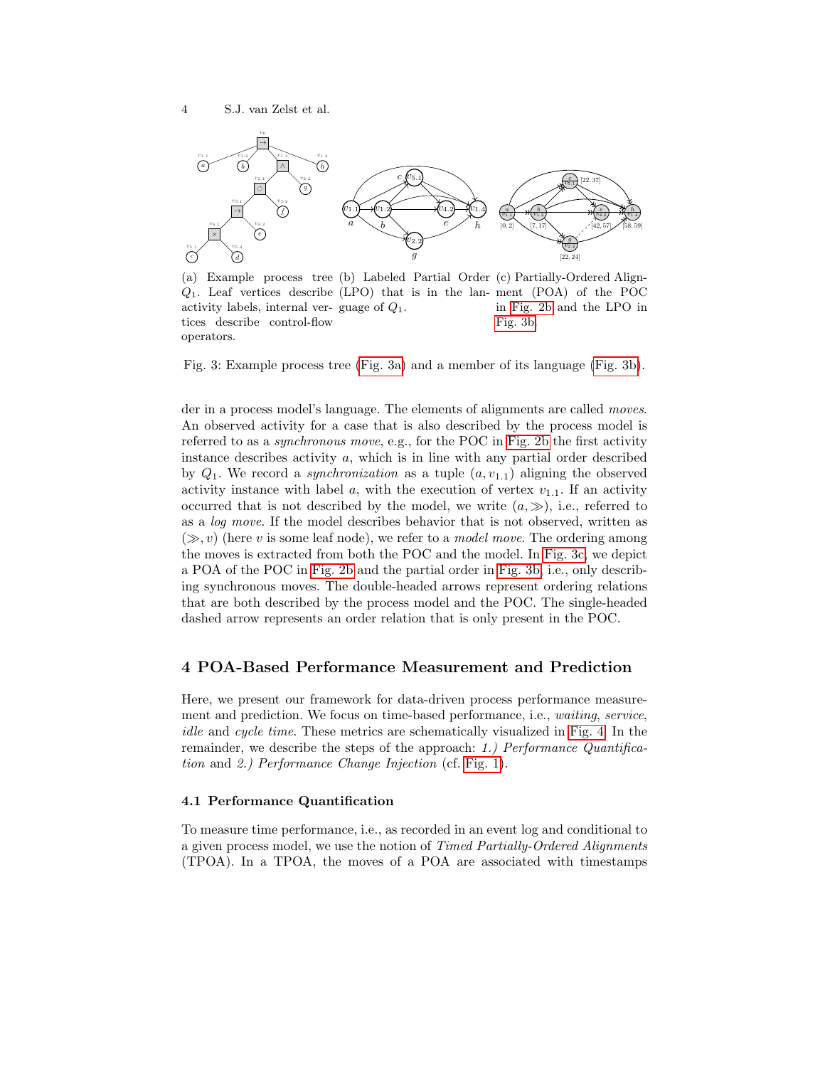(a) Example process tree $Q_1$. Leaf vertices describe activity labels, internal vertices describe control-flow operators.

(b) Labeled Partial Order (LPO) that is in the language of $Q_1$.

(c) Partially-Ordered Alignment (POA) of the POC in Fig. 2b and the LPO in Fig. 3b.

Fig. 3: Example process tree (Fig. 3a) and a member of its language (Fig. 3b).

der in a process model's language. The elements of alignments are called *moves*. An observed activity for a case that is also described by the process model is referred to as a *synchronous move*, e.g., for the POC in Fig. 2b the first activity instance describes activity $a$, which is in line with any partial order described by $Q_1$. We record a *synchronization* as a tuple $(a, v_{1.1})$ aligning the observed activity instance with label $a$, with the execution of vertex $v_{1.1}$. If an activity occurred that is not described by the model, we write $(a, \gg)$, i.e., referred to as a *log move*. If the model describes behavior that is not observed, written as $(\gg, v)$ (here $v$ is some leaf node), we refer to a *model move*. The ordering among the moves is extracted from both the POC and the model. In Fig. 3c, we depict a POA of the POC in Fig. 2b and the partial order in Fig. 3b, i.e., only describing synchronous moves. The double-headed arrows represent ordering relations that are both described by the process model and the POC. The single-headed dashed arrow represents an order relation that is only present in the POC.

## 4 POA-Based Performance Measurement and Prediction

Here, we present our framework for data-driven process performance measurement and prediction. We focus on time-based performance, i.e., *waiting*, *service*, *idle* and *cycle time*. These metrics are schematically visualized in Fig. 4. In the remainder, we describe the steps of the approach: *1.) Performance Quantification* and *2.) Performance Change Injection* (cf. Fig. 1).

### 4.1 Performance Quantification

To measure time performance, i.e., as recorded in an event log and conditional to a given process model, we use the notion of *Timed Partially-Ordered Alignments* (TPOA). In a TPOA, the moves of a POA are associated with timestamps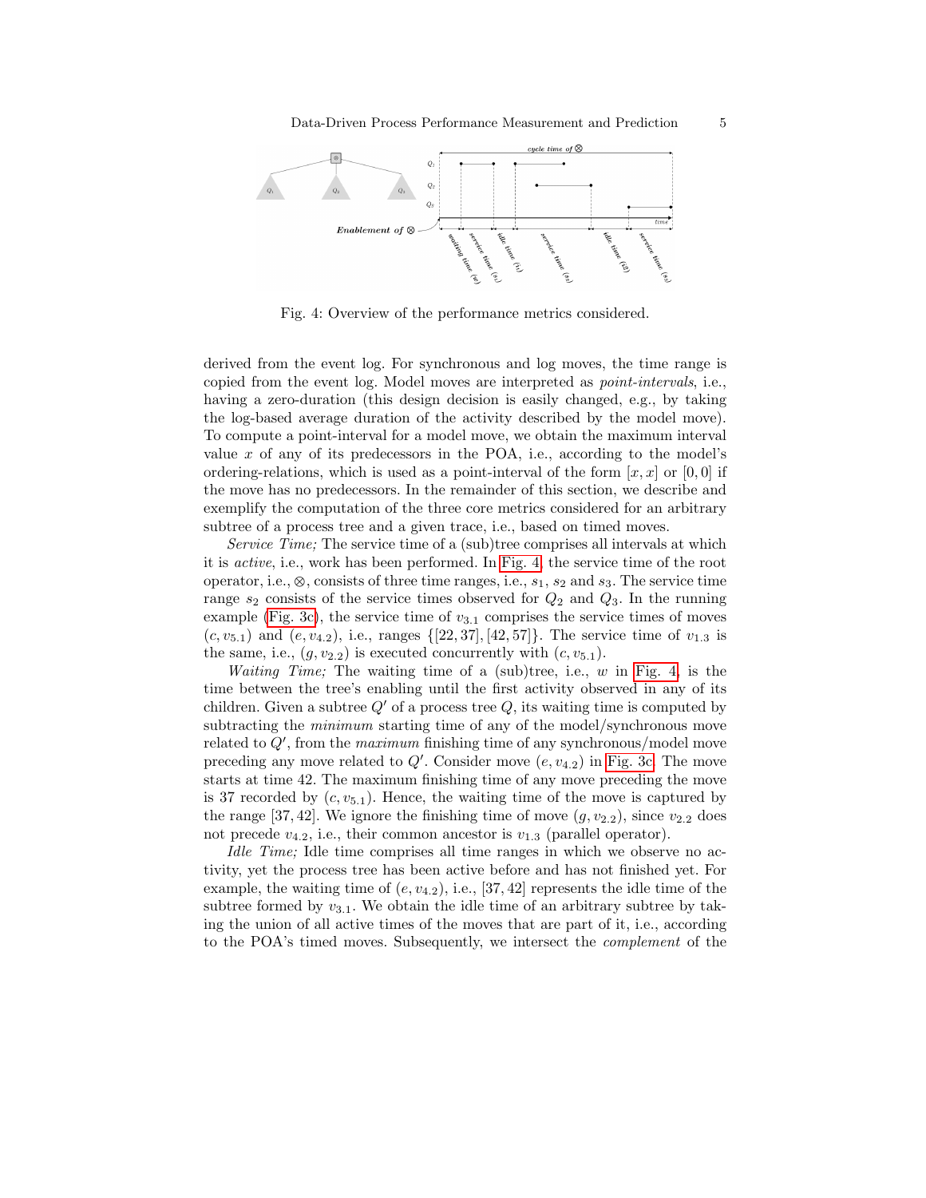cycle time of ⊗

$Q_1$

$Q_2$

$Q_3$

time

Enablement of ⊗

waiting time (w)

service time ($s_1$)

idle time ($i_1$)

service time ($s_2$)

idle time ($i_2$)

service time ($s_3$)

Fig. 4: Overview of the performance metrics considered.

derived from the event log. For synchronous and log moves, the time range is copied from the event log. Model moves are interpreted as *point-intervals*, i.e., having a zero-duration (this design decision is easily changed, e.g., by taking the log-based average duration of the activity described by the model move). To compute a point-interval for a model move, we obtain the maximum interval value $x$ of any of its predecessors in the POA, i.e., according to the model's ordering-relations, which is used as a point-interval of the form $[x, x]$ or $[0, 0]$ if the move has no predecessors. In the remainder of this section, we describe and exemplify the computation of the three core metrics considered for an arbitrary subtree of a process tree and a given trace, i.e., based on timed moves.

*Service Time;* The service time of a (sub)tree comprises all intervals at which it is *active*, i.e., work has been performed. In Fig. 4, the service time of the root operator, i.e., ⊗, consists of three time ranges, i.e., $s_1$, $s_2$ and $s_3$. The service time range $s_2$ consists of the service times observed for $Q_2$ and $Q_3$. In the running example (Fig. 3c), the service time of $v_{3.1}$ comprises the service times of moves $(c, v_{5.1})$ and $(e, v_{4.2})$, i.e., ranges $\{[22, 37], [42, 57]\}$. The service time of $v_{1.3}$ is the same, i.e., $(g, v_{2.2})$ is executed concurrently with $(c, v_{5.1})$.

*Waiting Time;* The waiting time of a (sub)tree, i.e., $w$ in Fig. 4, is the time between the tree's enabling until the first activity observed in any of its children. Given a subtree $Q'$ of a process tree $Q$, its waiting time is computed by subtracting the *minimum* starting time of any of the model/synchronous move related to $Q'$, from the *maximum* finishing time of any synchronous/model move preceding any move related to $Q'$. Consider move $(e, v_{4.2})$ in Fig. 3c. The move starts at time 42. The maximum finishing time of any move preceding the move is 37 recorded by $(c, v_{5.1})$. Hence, the waiting time of the move is captured by the range $[37, 42]$. We ignore the finishing time of move $(g, v_{2.2})$, since $v_{2.2}$ does not precede $v_{4.2}$, i.e., their common ancestor is $v_{1.3}$ (parallel operator).

*Idle Time;* Idle time comprises all time ranges in which we observe no activity, yet the process tree has been active before and has not finished yet. For example, the waiting time of $(e, v_{4.2})$, i.e., $[37, 42]$ represents the idle time of the subtree formed by $v_{3.1}$. We obtain the idle time of an arbitrary subtree by taking the union of all active times of the moves that are part of it, i.e., according to the POA's timed moves. Subsequently, we intersect the *complement* of the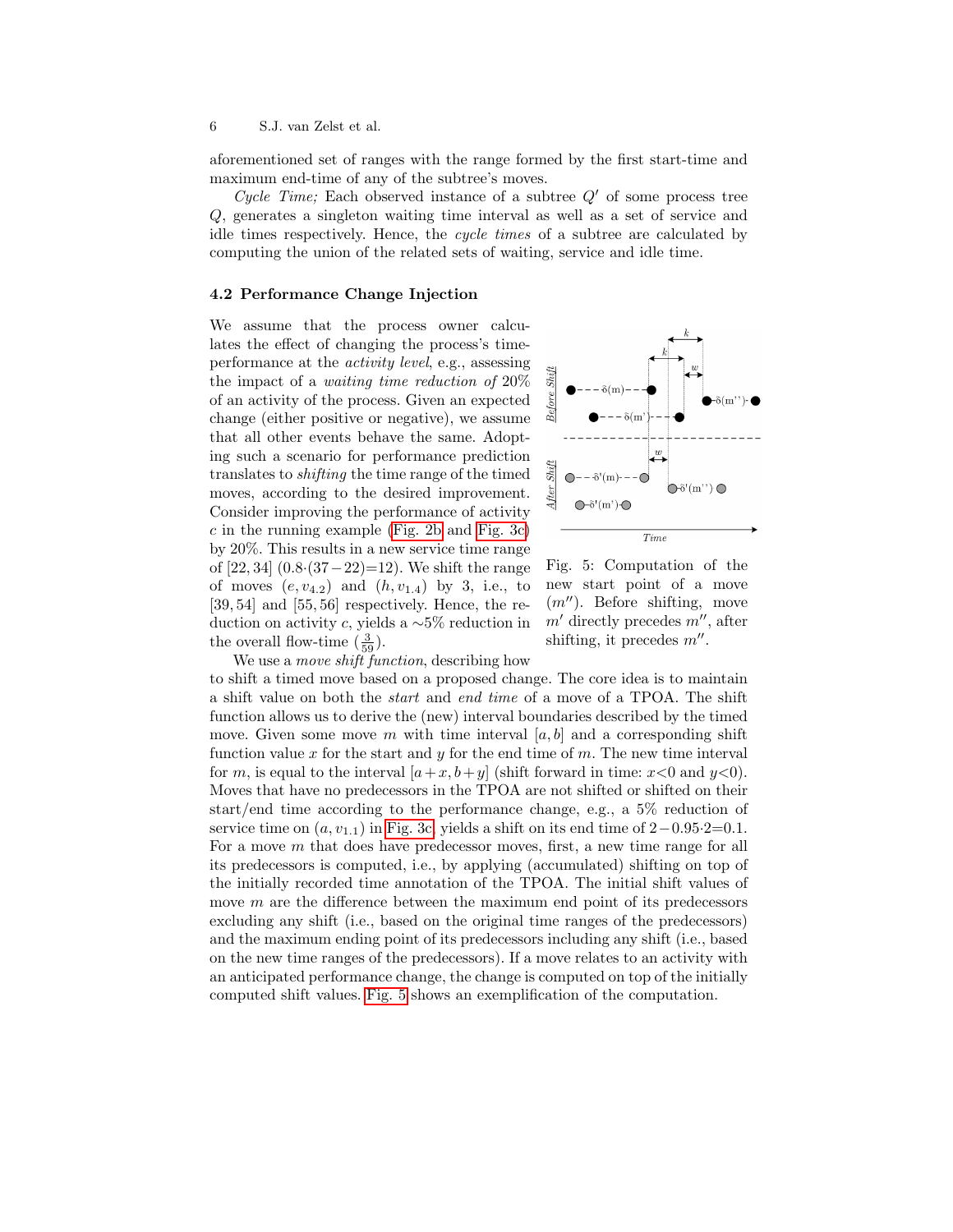aforementioned set of ranges with the range formed by the first start-time and maximum end-time of any of the subtree's moves.

*Cycle Time;* Each observed instance of a subtree $Q'$ of some process tree $Q$, generates a singleton waiting time interval as well as a set of service and idle times respectively. Hence, the *cycle times* of a subtree are calculated by computing the union of the related sets of waiting, service and idle time.

### 4.2 Performance Change Injection

We assume that the process owner calculates the effect of changing the process's time-performance at the *activity level*, e.g., assessing the impact of a *waiting time reduction of* 20% of an activity of the process. Given an expected change (either positive or negative), we assume that all other events behave the same. Adopting such a scenario for performance prediction translates to *shifting* the time range of the timed moves, according to the desired improvement. Consider improving the performance of activity $c$ in the running example (Fig. 2b and Fig. 3c) by 20%. This results in a new service time range of $[22, 34]$ $(0.8{\cdot}(37-22){=}12)$. We shift the range of moves $(e, v_{4.2})$ and $(h, v_{1.4})$ by 3, i.e., to $[39, 54]$ and $[55, 56]$ respectively. Hence, the reduction on activity $c$, yields a $\sim$5% reduction in the overall flow-time $(\frac{3}{59})$.

k

k

w

Before Shift

δ(m)

δ(m')

δ(m'')

w

After Shift

δ'(m)

δ'(m'')

δ'(m')

Time

Fig. 5: Computation of the new start point of a move $(m'')$. Before shifting, move $m'$ directly precedes $m''$, after shifting, it precedes $m''$.

We use a *move shift function*, describing how to shift a timed move based on a proposed change. The core idea is to maintain a shift value on both the *start* and *end time* of a move of a TPOA. The shift function allows us to derive the (new) interval boundaries described by the timed move. Given some move $m$ with time interval $[a, b]$ and a corresponding shift function value $x$ for the start and $y$ for the end time of $m$. The new time interval for $m$, is equal to the interval $[a+x, b+y]$ (shift forward in time: $x<0$ and $y<0$). Moves that have no predecessors in the TPOA are not shifted or shifted on their start/end time according to the performance change, e.g., a 5% reduction of service time on $(a, v_{1.1})$ in Fig. 3c, yields a shift on its end time of $2-0.95{\cdot}2{=}0.1$. For a move $m$ that does have predecessor moves, first, a new time range for all its predecessors is computed, i.e., by applying (accumulated) shifting on top of the initially recorded time annotation of the TPOA. The initial shift values of move $m$ are the difference between the maximum end point of its predecessors excluding any shift (i.e., based on the original time ranges of the predecessors) and the maximum ending point of its predecessors including any shift (i.e., based on the new time ranges of the predecessors). If a move relates to an activity with an anticipated performance change, the change is computed on top of the initially computed shift values. Fig. 5 shows an exemplification of the computation.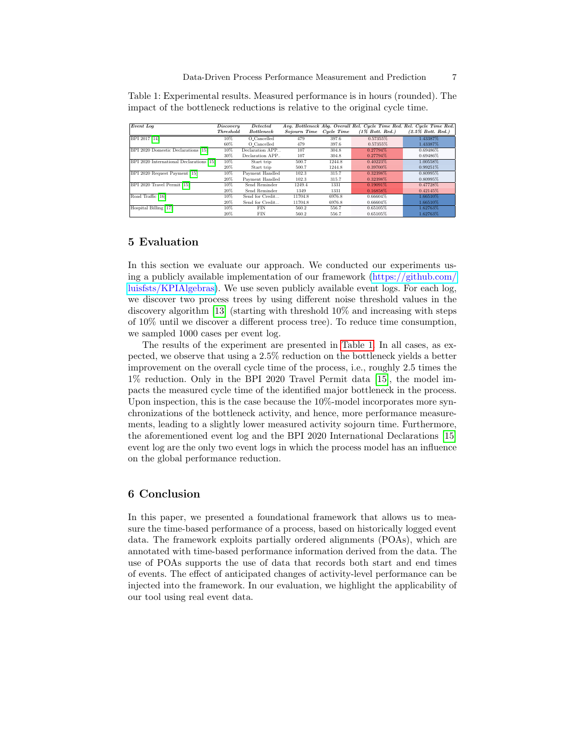Table 1: Experimental results. Measured performance is in hours (rounded). The impact of the bottleneck reductions is relative to the original cycle time.

| *Event Log* | *Discovery Threshold* | *Detected Bottleneck* | *Avg. Bottleneck Sojourn Time* | *Abg. Overall Cycle Time* | *Rel. Cycle Time Red. (1% Bott. Red.)* | *Rel. Cycle Time Red. (2.5% Bott. Red.)* |
|---|---|---|---|---|---|---|
| BPI 2017 [14] | 10% | O_Cancelled | 479 | 397.6 | 0.57355% | 1.43387% |
| | 60% | O_Cancelled | 479 | 397.6 | 0.57355% | 1.43387% |
| BPI 2020 Domestic Declarations [15] | 10% | Declaration APP... | 107 | 304.8 | 0.27794% | 0.69486% |
| | 30% | Declaration APP... | 107 | 304.8 | 0.27794% | 0.69486% |
| BPI 2020 International Declarations [15] | 10% | Start trip | 500.7 | 1244.8 | 0.40223% | 1.00558% |
| | 20% | Start trip | 500.7 | 1244.8 | 0.39700% | 0.99251% |
| BPI 2020 Request Payment [15] | 10% | Payment Handled | 102.3 | 315.7 | 0.32398% | 0.80995% |
| | 20% | Payment Handled | 102.3 | 315.7 | 0.32398% | 0.80995% |
| BPI 2020 Travel Permit [15] | 10% | Send Reminder | 1249.4 | 1331 | 0.19091% | 0.47728% |
| | 20% | Send Reminder | 1349 | 1331 | 0.16858% | 0.42145% |
| Road Traffic [16] | 10% | Send for Credit... | 11704.8 | 6976.8 | 0.66604% | 1.66510% |
| | 20% | Send for Credit... | 11704.8 | 6976.8 | 0.66604% | 1.66510% |
| Hospital Billing [17] | 10% | FIN | 560.2 | 556.7 | 0.65105% | 1.62763% |
| | 20% | FIN | 560.2 | 556.7 | 0.65105% | 1.62763% |

## 5 Evaluation

In this section we evaluate our approach. We conducted our experiments using a publicly available implementation of our framework (https://github.com/luisfsts/KPIAlgebras). We use seven publicly available event logs. For each log, we discover two process trees by using different noise threshold values in the discovery algorithm [13] (starting with threshold 10% and increasing with steps of 10% until we discover a different process tree). To reduce time consumption, we sampled 1000 cases per event log.

The results of the experiment are presented in Table 1. In all cases, as expected, we observe that using a 2.5% reduction on the bottleneck yields a better improvement on the overall cycle time of the process, i.e., roughly 2.5 times the 1% reduction. Only in the BPI 2020 Travel Permit data [15], the model impacts the measured cycle time of the identified major bottleneck in the process. Upon inspection, this is the case because the 10%-model incorporates more synchronizations of the bottleneck activity, and hence, more performance measurements, leading to a slightly lower measured activity sojourn time. Furthermore, the aforementioned event log and the BPI 2020 International Declarations [15] event log are the only two event logs in which the process model has an influence on the global performance reduction.

## 6 Conclusion

In this paper, we presented a foundational framework that allows us to measure the time-based performance of a process, based on historically logged event data. The framework exploits partially ordered alignments (POAs), which are annotated with time-based performance information derived from the data. The use of POAs supports the use of data that records both start and end times of events. The effect of anticipated changes of activity-level performance can be injected into the framework. In our evaluation, we highlight the applicability of our tool using real event data.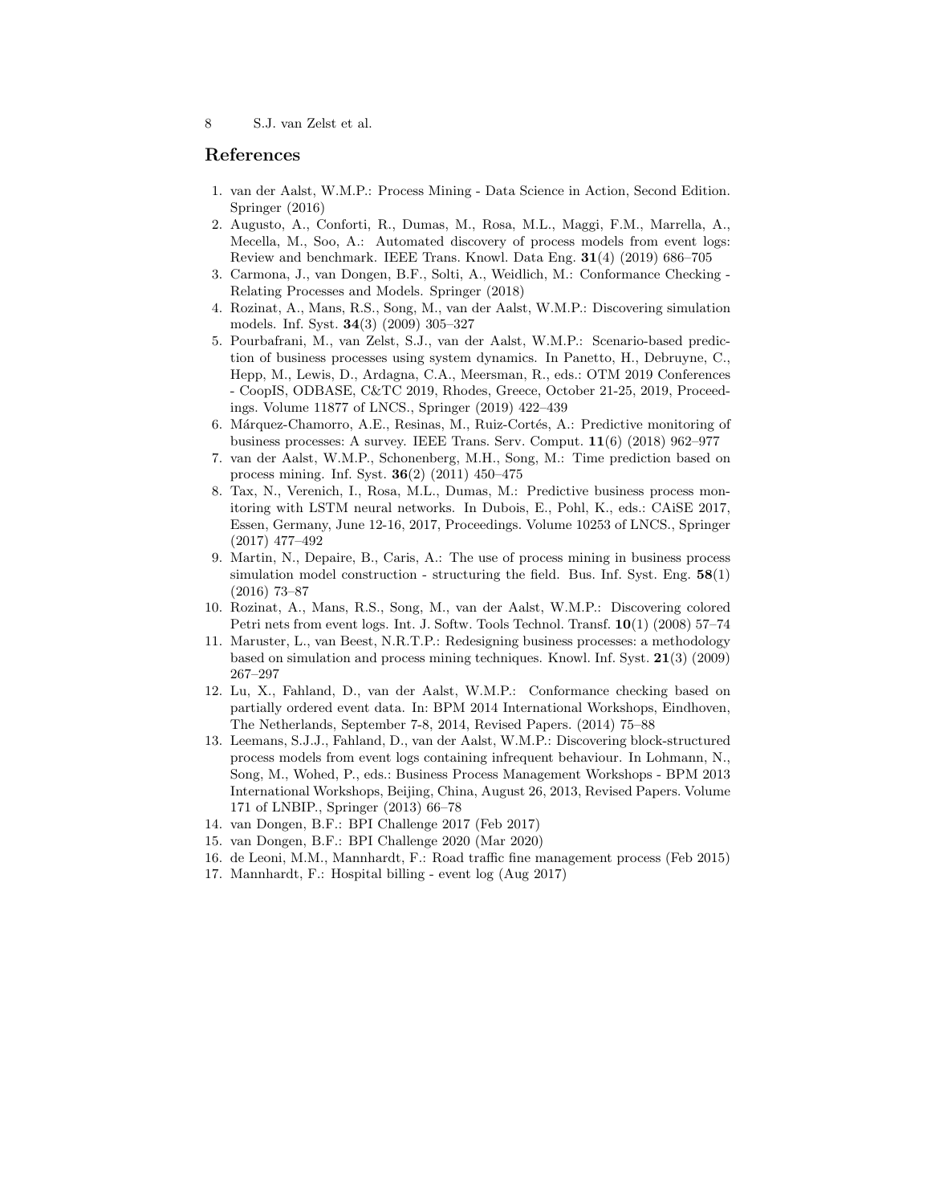## References

1. van der Aalst, W.M.P.: Process Mining - Data Science in Action, Second Edition. Springer (2016)
2. Augusto, A., Conforti, R., Dumas, M., Rosa, M.L., Maggi, F.M., Marrella, A., Mecella, M., Soo, A.: Automated discovery of process models from event logs: Review and benchmark. IEEE Trans. Knowl. Data Eng. **31**(4) (2019) 686–705
3. Carmona, J., van Dongen, B.F., Solti, A., Weidlich, M.: Conformance Checking - Relating Processes and Models. Springer (2018)
4. Rozinat, A., Mans, R.S., Song, M., van der Aalst, W.M.P.: Discovering simulation models. Inf. Syst. **34**(3) (2009) 305–327
5. Pourbafrani, M., van Zelst, S.J., van der Aalst, W.M.P.: Scenario-based prediction of business processes using system dynamics. In Panetto, H., Debruyne, C., Hepp, M., Lewis, D., Ardagna, C.A., Meersman, R., eds.: OTM 2019 Conferences - CoopIS, ODBASE, C&TC 2019, Rhodes, Greece, October 21-25, 2019, Proceedings. Volume 11877 of LNCS., Springer (2019) 422–439
6. Márquez-Chamorro, A.E., Resinas, M., Ruiz-Cortés, A.: Predictive monitoring of business processes: A survey. IEEE Trans. Serv. Comput. **11**(6) (2018) 962–977
7. van der Aalst, W.M.P., Schonenberg, M.H., Song, M.: Time prediction based on process mining. Inf. Syst. **36**(2) (2011) 450–475
8. Tax, N., Verenich, I., Rosa, M.L., Dumas, M.: Predictive business process monitoring with LSTM neural networks. In Dubois, E., Pohl, K., eds.: CAiSE 2017, Essen, Germany, June 12-16, 2017, Proceedings. Volume 10253 of LNCS., Springer (2017) 477–492
9. Martin, N., Depaire, B., Caris, A.: The use of process mining in business process simulation model construction - structuring the field. Bus. Inf. Syst. Eng. **58**(1) (2016) 73–87
10. Rozinat, A., Mans, R.S., Song, M., van der Aalst, W.M.P.: Discovering colored Petri nets from event logs. Int. J. Softw. Tools Technol. Transf. **10**(1) (2008) 57–74
11. Maruster, L., van Beest, N.R.T.P.: Redesigning business processes: a methodology based on simulation and process mining techniques. Knowl. Inf. Syst. **21**(3) (2009) 267–297
12. Lu, X., Fahland, D., van der Aalst, W.M.P.: Conformance checking based on partially ordered event data. In: BPM 2014 International Workshops, Eindhoven, The Netherlands, September 7-8, 2014, Revised Papers. (2014) 75–88
13. Leemans, S.J.J., Fahland, D., van der Aalst, W.M.P.: Discovering block-structured process models from event logs containing infrequent behaviour. In Lohmann, N., Song, M., Wohed, P., eds.: Business Process Management Workshops - BPM 2013 International Workshops, Beijing, China, August 26, 2013, Revised Papers. Volume 171 of LNBIP., Springer (2013) 66–78
14. van Dongen, B.F.: BPI Challenge 2017 (Feb 2017)
15. van Dongen, B.F.: BPI Challenge 2020 (Mar 2020)
16. de Leoni, M.M., Mannhardt, F.: Road traffic fine management process (Feb 2015)
17. Mannhardt, F.: Hospital billing - event log (Aug 2017)